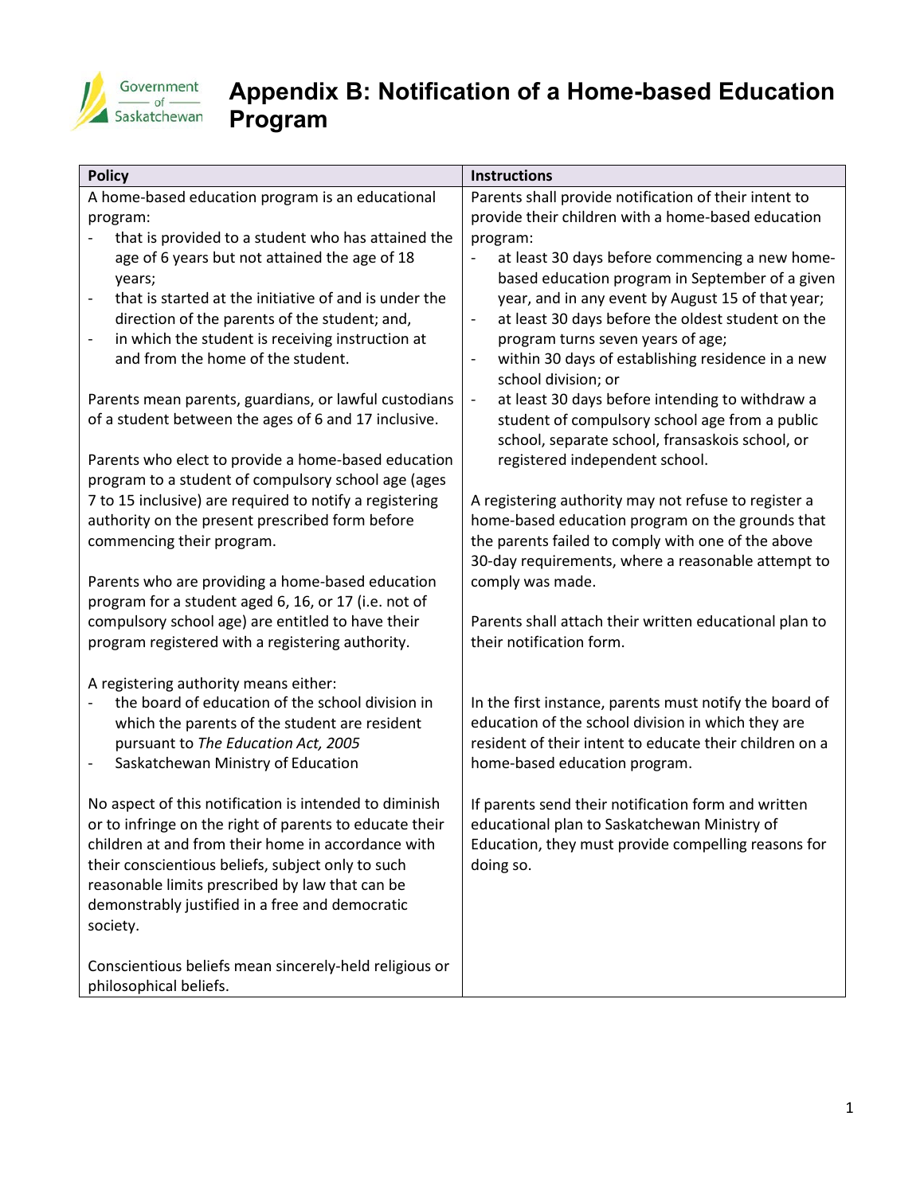# Appendix B: Notification of a Home-based Education Program

| Policy | Instructions |
|---|---|
| A home-based education program is an educational program:<br>- that is provided to a student who has attained the age of 6 years but not attained the age of 18 years;<br>- that is started at the initiative of and is under the direction of the parents of the student; and,<br>- in which the student is receiving instruction at and from the home of the student.<br><br>Parents mean parents, guardians, or lawful custodians of a student between the ages of 6 and 17 inclusive.<br><br>Parents who elect to provide a home-based education program to a student of compulsory school age (ages 7 to 15 inclusive) are required to notify a registering authority on the present prescribed form before commencing their program.<br><br>Parents who are providing a home-based education program for a student aged 6, 16, or 17 (i.e. not of compulsory school age) are entitled to have their program registered with a registering authority.<br><br>A registering authority means either:<br>- the board of education of the school division in which the parents of the student are resident pursuant to *The Education Act, 2005*<br>- Saskatchewan Ministry of Education<br><br>No aspect of this notification is intended to diminish or to infringe on the right of parents to educate their children at and from their home in accordance with their conscientious beliefs, subject only to such reasonable limits prescribed by law that can be demonstrably justified in a free and democratic society.<br><br>Conscientious beliefs mean sincerely-held religious or philosophical beliefs. | Parents shall provide notification of their intent to provide their children with a home-based education program:<br>- at least 30 days before commencing a new home-based education program in September of a given year, and in any event by August 15 of that year;<br>- at least 30 days before the oldest student on the program turns seven years of age;<br>- within 30 days of establishing residence in a new school division; or<br>- at least 30 days before intending to withdraw a student of compulsory school age from a public school, separate school, fransaskois school, or registered independent school.<br><br>A registering authority may not refuse to register a home-based education program on the grounds that the parents failed to comply with one of the above 30-day requirements, where a reasonable attempt to comply was made.<br><br>Parents shall attach their written educational plan to their notification form.<br><br>In the first instance, parents must notify the board of education of the school division in which they are resident of their intent to educate their children on a home-based education program.<br><br>If parents send their notification form and written educational plan to Saskatchewan Ministry of Education, they must provide compelling reasons for doing so. |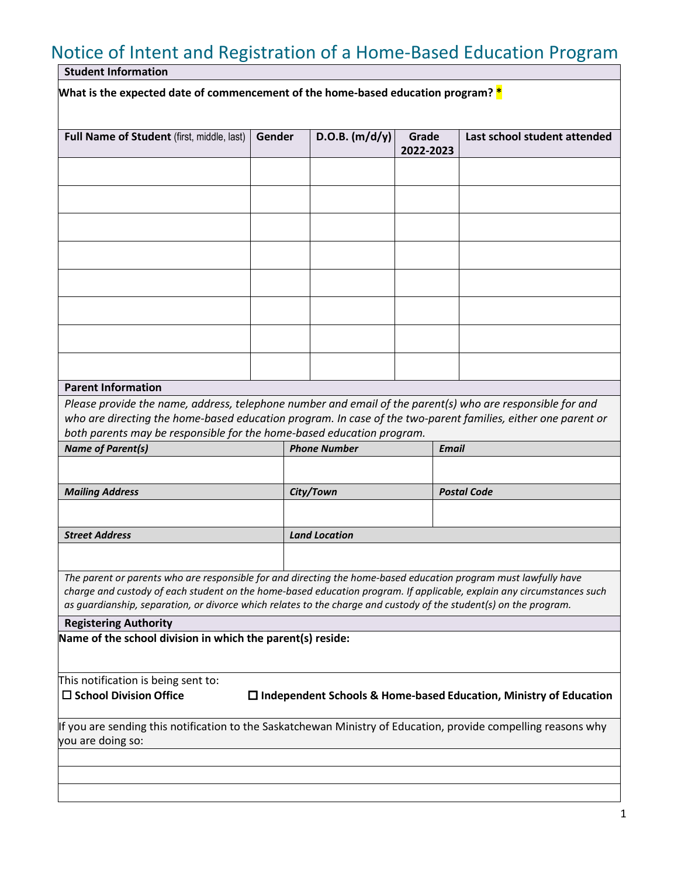# Notice of Intent and Registration of a Home-Based Education Program

**Student Information**

**What is the expected date of commencement of the home-based education program? \***

| **Full Name of Student** (first, middle, last) | **Gender** | **D.O.B. (m/d/y)** | **Grade 2022-2023** | **Last school student attended** |
|---|---|---|---|---|
| | | | | |
| | | | | |
| | | | | |
| | | | | |
| | | | | |
| | | | | |
| | | | | |
| | | | | |

**Parent Information**

*Please provide the name, address, telephone number and email of the parent(s) who are responsible for and who are directing the home-based education program. In case of the two-parent families, either one parent or both parents may be responsible for the home-based education program.*

| ***Name of Parent(s)*** | ***Phone Number*** | ***Email*** |
|---|---|---|
| | | |
| ***Mailing Address*** | ***City/Town*** | ***Postal Code*** |
| | | |
| ***Street Address*** | ***Land Location*** | |
| | | |

*The parent or parents who are responsible for and directing the home-based education program must lawfully have charge and custody of each student on the home-based education program. If applicable, explain any circumstances such as guardianship, separation, or divorce which relates to the charge and custody of the student(s) on the program.*

**Registering Authority**

**Name of the school division in which the parent(s) reside:**

This notification is being sent to:

☐ **School Division Office** ☐ **Independent Schools & Home-based Education, Ministry of Education**

If you are sending this notification to the Saskatchewan Ministry of Education, provide compelling reasons why you are doing so: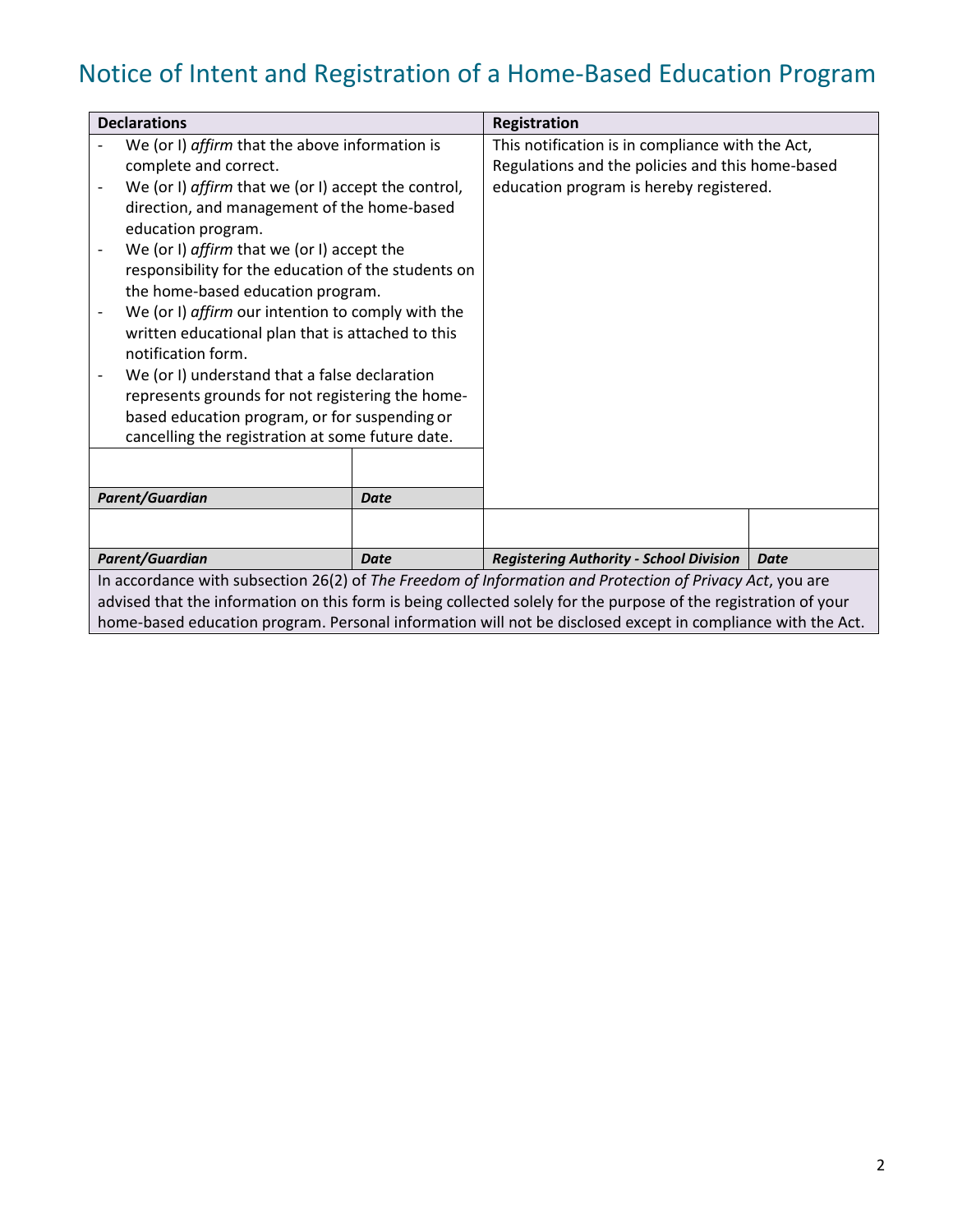# Notice of Intent and Registration of a Home-Based Education Program

| **Declarations** | | **Registration** | |
|---|---|---|---|
| - We (or I) *affirm* that the above information is complete and correct.<br>- We (or I) *affirm* that we (or I) accept the control, direction, and management of the home-based education program.<br>- We (or I) *affirm* that we (or I) accept the responsibility for the education of the students on the home-based education program.<br>- We (or I) *affirm* our intention to comply with the written educational plan that is attached to this notification form.<br>- We (or I) understand that a false declaration represents grounds for not registering the home-based education program, or for suspending or cancelling the registration at some future date. | | This notification is in compliance with the Act, Regulations and the policies and this home-based education program is hereby registered. | |
| | | | |
| ***Parent/Guardian*** | ***Date*** | | |
| | | | |
| ***Parent/Guardian*** | ***Date*** | ***Registering Authority - School Division*** | ***Date*** |

In accordance with subsection 26(2) of *The Freedom of Information and Protection of Privacy Act*, you are advised that the information on this form is being collected solely for the purpose of the registration of your home-based education program. Personal information will not be disclosed except in compliance with the Act.